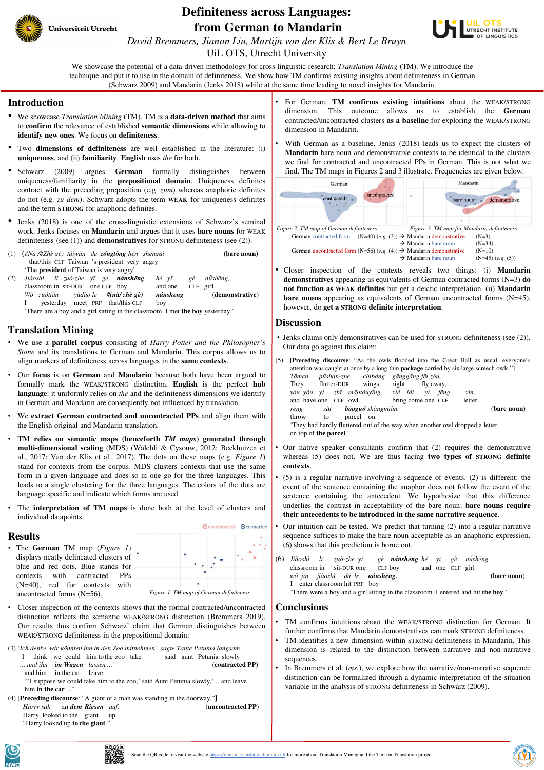# Definiteness across Languages: from German to Mandarin

*David Bremmers, Jianan Liu, Martijn van der Klis & Bert Le Bruyn*

UiL OTS, Utrecht University

We showcase the potential of a data-driven methodology for cross-linguistic research: *Translation Mining* (TM). We introduce the technique and put it to use in the domain of definiteness. We show how TM confirms existing insights about definiteness in German (Schwarz 2009) and Mandarin (Jenks 2018) while at the same time leading to novel insights for Mandarin.

## Introduction

- We showcase *Translation Mining* (TM). TM is a **data-driven method** that aims to **confirm** the relevance of established **semantic dimensions** while allowing to **identify new ones**. We focus on **definiteness**.
- Two **dimensions of definiteness** are well established in the literature: (i) **uniqueness**, and (ii) **familiarity**. **English** uses *the* for both.
- Schwarz (2009) argues **German** formally distinguishes between uniqueness/familiarity in the **prepositional domain**. Uniqueness definites contrast with the preceding preposition (e.g. *zum*) whereas anaphoric definites do not (e.g. *zu dem*). Schwarz adopts the term **WEAK** for uniqueness definites and the term **STRONG** for anaphoric definites.
- Jenks (2018) is one of the cross-linguistic extensions of Schwarz's seminal work. Jenks focuses on **Mandarin** and argues that it uses **bare nouns** for WEAK definiteness (see (1)) and **demonstratives** for STRONG definiteness (see (2)).

(1) (#*Nà* /#*Zhè gè*) *táiwān de* ***zǒngtǒng*** *hěn shēngqì* **(bare noun)**
that/this CLF Taiwan 's president very angry
'The **president** of Taiwan is very angry'

(2) *Jiàoshì lǐ zuò-zhe yī gè* ***nánshēng*** *hé yī gè nǚshēng,*
classroom in sit-DUR one CLF boy and one CLF girl
*Wǒ zuótiān yùdào le* ***#(nà/ zhè gè)*** ***nánshēng*** **(demonstrative)**
I yesterday meet PRF that/this CLF boy
'There are a boy and a girl sitting in the classroom. I met **the boy** yesterday.'

## Translation Mining

- We use a **parallel corpus** consisting of *Harry Potter and the Philosopher's Stone* and its translations to German and Mandarin. This corpus allows us to align markers of definiteness across languages in the **same contexts**.
- Our **focus** is on **German** and **Mandarin** because both have been argued to formally mark the WEAK/STRONG distinction. **English** is the perfect **hub language**: it uniformly relies on *the* and the definiteness dimensions we identify in German and Mandarin are consequently not influenced by translation.
- We **extract German contracted and uncontracted PPs** and align them with the English original and Mandarin translation.
- **TM relies on semantic maps (henceforth *TM maps*) generated through multi-dimensional scaling** (MDS) (Wälchli & Cysouw, 2012; Beekhuizen et al., 2017; Van der Klis et al., 2017). The dots on these maps (e.g. *Figure 1*) stand for contexts from the corpus. MDS clusters contexts that use the same form in a given language and does so in one go for the three languages. This leads to a single clustering for the three languages. The colors of the dots are language specific and indicate which forms are used.
- The **interpretation of TM maps** is done both at the level of clusters and individual datapoints.

## Results

- The **German** TM map (*Figure 1*) displays neatly delineated clusters of blue and red dots. Blue stands for contexts with contracted PPs (N=40), red for contexts with uncontracted forms (N=56).

*Figure 1. TM map of German definiteness.*

- Closer inspection of the contexts shows that the formal contracted/uncontracted distinction reflects the semantic WEAK/STRONG distinction (Bremmers 2019). Our results thus confirm Schwarz' claim that German distinguishes between WEAK/STRONG definiteness in the prepositional domain.

(3) *'Ich denke, wir könnten ihn in den Zoo mitnehmen', sagte Tante Petunia langsam,*
I think we could him to the zoo take said aunt Petunia slowly
*... und ihn* ***im Wagen*** *lassen ...'* **(contracted PP)**
and him in the car leave
"'I suppose we could take him to the zoo,' said Aunt Petunia slowly,'... and leave him **in the car** ..."

(4) [**Preceding discourse**: "A giant of a man was standing in the doorway."]
*Harry sah* ***zu dem Riesen*** *auf.* **(uncontracted PP)**
Harry looked to the giant up
"Harry looked up **to the giant**."

- For German, **TM confirms existing intuitions** about the WEAK/STRONG dimension. This outcome allows us to establish the **German** contracted/uncontracted clusters **as a baseline** for exploring the WEAK/STRONG dimension in Mandarin.
- With German as a baseline, Jenks (2018) leads us to expect the clusters of **Mandarin** bare noun and demonstrative contexts to be identical to the clusters we find for contracted and uncontracted PPs in German. This is not what we find. The TM maps in Figures 2 and 3 illustrate. Frequencies are given below.

*Figure 2. TM map of German definiteness.* *Figure 3. TM map for Mandarin definiteness.*

German contracted form (N=40) (*e.g.* (3)) → Mandarin demonstrative (N=3)
→ Mandarin bare noun (N=34)
German uncontracted form (N=56) (*e.g.* (4)) → Mandarin demonstrative (N=10)
→ Mandarin bare noun (N=45) (*e.g.* (5))

- Closer inspection of the contexts reveals two things: (i) **Mandarin demonstratives** appearing as equivalents of German contracted forms (N=3) **do not function as WEAK definites** but get a deictic interpretation. (ii) **Mandarin bare nouns** appearing as equivalents of German uncontracted forms (N=45), however, do **get a STRONG definite interpretation**.

## Discussion

- Jenks claims only demonstratives can be used for STRONG definiteness (see (2)). Our data go against this claim:

(5) [**Preceding discourse**: "As the owls flooded into the Great Hall as usual, everyone's attention was caught at once by a long thin **package** carried by six large screech owls."]
*Tāmen pūshan-zhe chìbǎng gānggāng fēi zǒu,*
They flutter-DUR wings right fly away,
*yòu yǒu yì zhī māotóuyīng xié lái yì fēng xìn,*
and have one CLF owl bring come one CLF letter
*rēng zài* ***bāoguǒ*** *shàngmiàn.* **(bare noun)**
throw to parcel on.
'They had hardly fluttered out of the way when another owl dropped a letter on top of **the parcel**.'

- Our native speaker consultants confirm that (2) requires the demonstrative whereas (5) does not. We are thus facing **two types of STRONG definite contexts**.
- (5) is a regular narrative involving a sequence of events. (2) is different: the event of the sentence containing the anaphor does not follow the event of the sentence containing the antecedent. We hypothesize that this difference underlies the contrast in acceptability of the bare noun: **bare nouns require their antecedents to be introduced in the same narrative sequence**.
- Our intuition can be tested. We predict that turning (2) into a regular narrative sequence suffices to make the bare noun acceptable as an anaphoric expression. (6) shows that this prediction is borne out.

(6) *Jiàoshì lǐ zuò-zhe yí gè* ***nánshēng*** *hé yí gè nǚshēng,*
classroom in sit-DUR one CLF boy and one CLF girl
*wǒ jìn jiàoshì dǎ le* ***nánshēng.*** **(bare noun)**
I enter classroom hit PRF boy
'There were a boy and a girl sitting in the classroom. I entered and hit the **boy**.'

## Conclusions

- TM confirms intuitions about the WEAK/STRONG distinction for German. It further confirms that Mandarin demonstratives can mark STRONG definiteness.
- TM identifies a new dimension within STRONG definiteness in Mandarin. This dimension is related to the distinction between narrative and non-narrative sequences.
- In Bremmers et al. (*ms.*), we explore how the narrative/non-narrative sequence distinction can be formalized through a dynamic interpretation of the situation variable in the analysis of STRONG definiteness in Schwarz (2009).

Scan the QR code to visit the website https://time-in-translation.hum.uu.nl/ for more about Translation Mining and the Time in Translation project.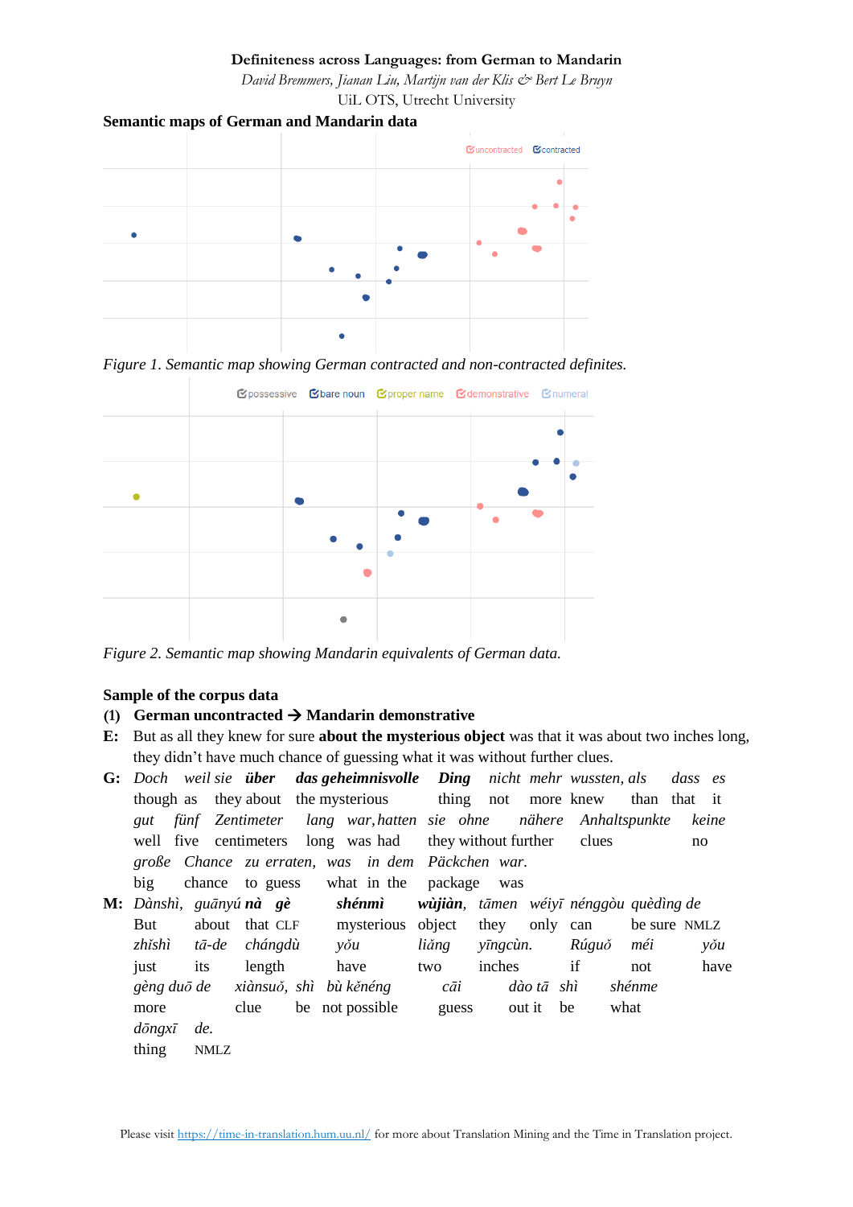**Definiteness across Languages: from German to Mandarin**

*David Bremmers, Jianan Liu, Martijn van der Klis & Bert Le Bruyn*

UiL OTS, Utrecht University

**Semantic maps of German and Mandarin data**

uncontracted contracted

*Figure 1. Semantic map showing German contracted and non-contracted definites.*

possessive bare noun proper name demonstrative numeral

*Figure 2. Semantic map showing Mandarin equivalents of German data.*

**Sample of the corpus data**

**(1) German uncontracted → Mandarin demonstrative**

**E:** But as all they knew for sure **about the mysterious object** was that it was about two inches long, they didn't have much chance of guessing what it was without further clues.

**G:** *Doch weil sie* ***über das geheimnisvolle Ding*** *nicht mehr wussten, als dass es*
though as they about the mysterious thing not more knew than that it
*gut fünf Zentimeter lang war, hatten sie ohne nähere Anhaltspunkte keine*
well five centimeters long was had they without further clues no
*große Chance zu erraten, was in dem Päckchen war.*
big chance to guess what in the package was

**M:** *Dànshì, guānyú* ***nà gè shénmì wùjiàn****, tāmen wéiyī nénggòu quèdìng de*
But about that CLF mysterious object they only can be sure NMLZ
*zhǐshì tā-de chángdù yǒu liǎng yīngcùn. Rúguǒ méi yǒu*
just its length have two inches if not have
*gèng duō de xiànsuǒ, shì bù kěnéng cāi dào tā shì shénme*
more clue be not possible guess out it be what
*dōngxī de.*
thing NMLZ

Please visit https://time-in-translation.hum.uu.nl/ for more about Translation Mining and the Time in Translation project.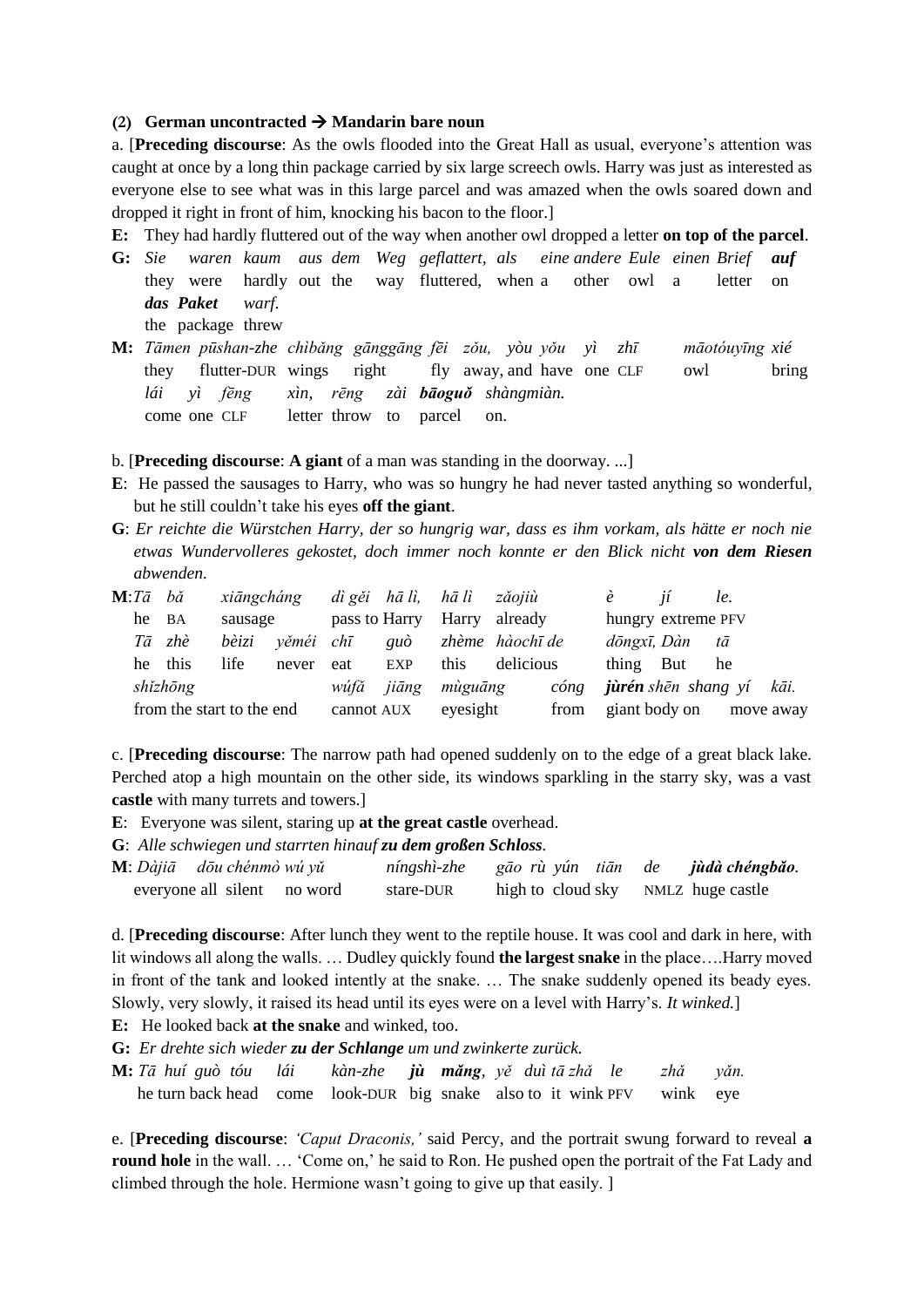**(2) German uncontracted → Mandarin bare noun**

a. [**Preceding discourse**: As the owls flooded into the Great Hall as usual, everyone's attention was caught at once by a long thin package carried by six large screech owls. Harry was just as interested as everyone else to see what was in this large parcel and was amazed when the owls soared down and dropped it right in front of him, knocking his bacon to the floor.]

**E:** They had hardly fluttered out of the way when another owl dropped a letter **on top of the parcel**.

**G:** *Sie waren kaum aus dem Weg geflattert, als eine andere Eule einen Brief **auf das Paket** warf.*
they were hardly out the way fluttered, when a other owl a letter on the package threw

**M:** *Tāmen pūshan-zhe chìbǎng gānggāng fēi zǒu, yòu yǒu yì zhī māotóuyīng xié lái yì fēng xìn, rēng zài **bāoguǒ** shàngmiàn.*
they flutter-DUR wings right fly away, and have one CLF owl bring come one CLF letter throw to parcel on.

b. [**Preceding discourse**: **A giant** of a man was standing in the doorway. ...]

**E**: He passed the sausages to Harry, who was so hungry he had never tasted anything so wonderful, but he still couldn't take his eyes **off the giant**.

**G**: *Er reichte die Würstchen Harry, der so hungrig war, dass es ihm vorkam, als hätte er noch nie etwas Wundervolleres gekostet, doch immer noch konnte er den Blick nicht **von dem Riesen** abwenden.*

**M**: *Tā bǎ xiāngcháng dì gěi hā lì, hā lì zǎojiù è jí le.*
he BA sausage pass to Harry Harry already hungry extreme PFV
*Tā zhè bèizi yěméi chī guò zhème hàochī de dōngxī, Dàn tā*
he this life never eat EXP this delicious thing But he
*shǐzhōng wúfǎ jiāng mùguāng cóng **jùrén** shēn shang yí kāi.*
from the start to the end cannot AUX eyesight from giant body on move away

c. [**Preceding discourse**: The narrow path had opened suddenly on to the edge of a great black lake. Perched atop a high mountain on the other side, its windows sparkling in the starry sky, was a vast **castle** with many turrets and towers.]

**E**: Everyone was silent, staring up **at the great castle** overhead.

**G**: *Alle schwiegen und starrten hinauf **zu dem großen Schloss**.*

**M**: *Dàjiā dōu chénmò wú yǔ níngshì-zhe gāo rù yún tiān de **jùdà chéngbǎo**.*
everyone all silent no word stare-DUR high to cloud sky NMLZ huge castle

d. [**Preceding discourse**: After lunch they went to the reptile house. It was cool and dark in here, with lit windows all along the walls. … Dudley quickly found **the largest snake** in the place….Harry moved in front of the tank and looked intently at the snake. … The snake suddenly opened its beady eyes. Slowly, very slowly, it raised its head until its eyes were on a level with Harry's. *It winked.*]

**E:** He looked back **at the snake** and winked, too.

**G:** *Er drehte sich wieder **zu der Schlange** um und zwinkerte zurück.*

**M:** *Tā huí guò tóu lái kàn-zhe **jù mǎng**, yě duì tā zhǎ le zhǎ yǎn.*
he turn back head come look-DUR big snake also to it wink PFV wink eye

e. [**Preceding discourse**: *'Caput Draconis,'* said Percy, and the portrait swung forward to reveal **a round hole** in the wall. … 'Come on,' he said to Ron. He pushed open the portrait of the Fat Lady and climbed through the hole. Hermione wasn't going to give up that easily. ]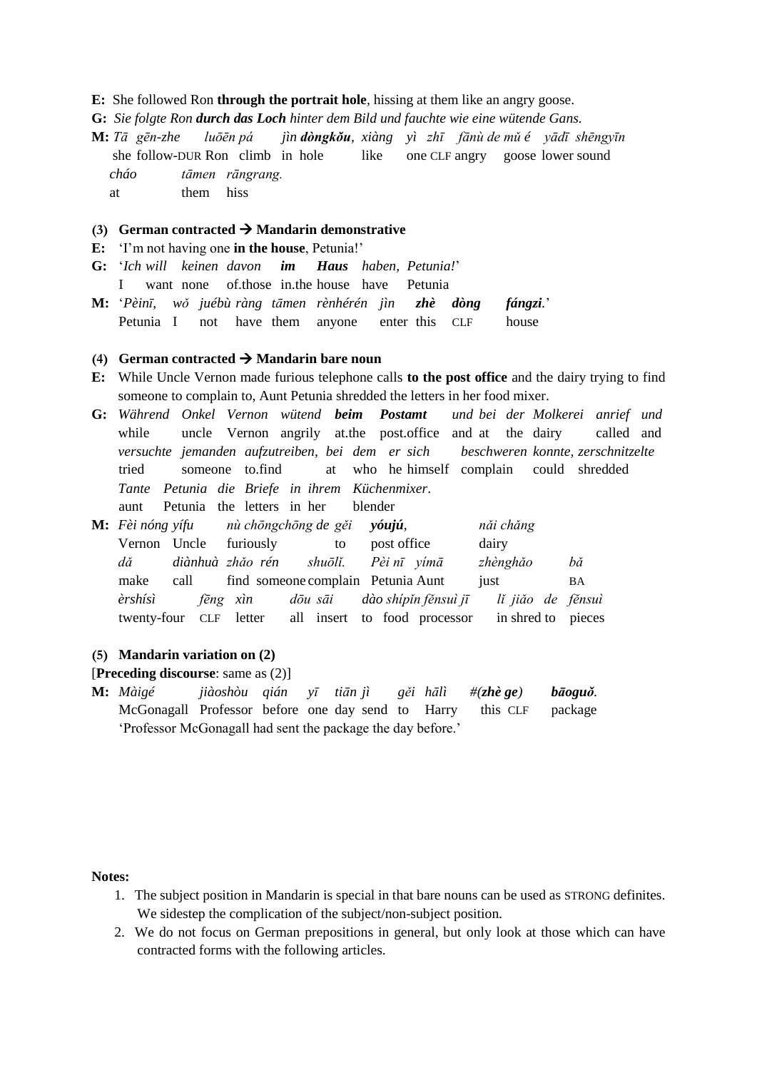**E:** She followed Ron **through the portrait hole**, hissing at them like an angry goose.

**G:** *Sie folgte Ron **durch das Loch** hinter dem Bild und fauchte wie eine wütende Gans.*

**M:** *Tā gēn-zhe luōēn pá jìn **dòngkǒu**, xiàng yì zhī fānù de mǔ é yādī shēngyīn*
she follow-DUR Ron climb in hole like one CLF angry goose lower sound
*cháo tāmen rāngrang.*
at them hiss

**(3) German contracted → Mandarin demonstrative**

**E:** 'I'm not having one **in the house**, Petunia!'

**G:** '*Ich will keinen davon **im Haus** haben, Petunia!*'
I want none of.those in.the house have Petunia

**M:** '*Pèinī, wǒ juébù ràng tāmen rènhérén jìn **zhè dòng fángzi**.*'
Petunia I not have them anyone enter this CLF house

**(4) German contracted → Mandarin bare noun**

**E:** While Uncle Vernon made furious telephone calls **to the post office** and the dairy trying to find someone to complain to, Aunt Petunia shredded the letters in her food mixer.

**G:** *Während Onkel Vernon wütend **beim Postamt** und bei der Molkerei anrief und*
while uncle Vernon angrily at.the post.office and at the dairy called and
*versuchte jemanden aufzutreiben, bei dem er sich beschweren konnte, zerschnitzelte*
tried someone to.find at who he himself complain could shredded
*Tante Petunia die Briefe in ihrem Küchenmixer.*
aunt Petunia the letters in her blender

**M:** *Fèi nóng yífu nù chōngchōng de gěi **yóujú**, nǎi chǎng*
Vernon Uncle furiously to post office dairy
*dǎ diànhuà zhǎo rén shuōlǐ. Pèi nī yímā zhènghǎo bǎ*
make call find someone complain Petunia Aunt just BA
*èrshísì fēng xìn dōu sāi dào shípǐn fěnsuì jī lǐ jiǎo de fěnsuì*
twenty-four CLF letter all insert to food processor in shred to pieces

**(5) Mandarin variation on (2)**

[**Preceding discourse**: same as (2)]

**M:** *Màigé jiàoshòu qián yī tiān jì gěi hālì #(**zhè ge**) **bāoguǒ**.*
McGonagall Professor before one day send to Harry this CLF package
'Professor McGonagall had sent the package the day before.'

**Notes:**

1. The subject position in Mandarin is special in that bare nouns can be used as STRONG definites. We sidestep the complication of the subject/non-subject position.
2. We do not focus on German prepositions in general, but only look at those which can have contracted forms with the following articles.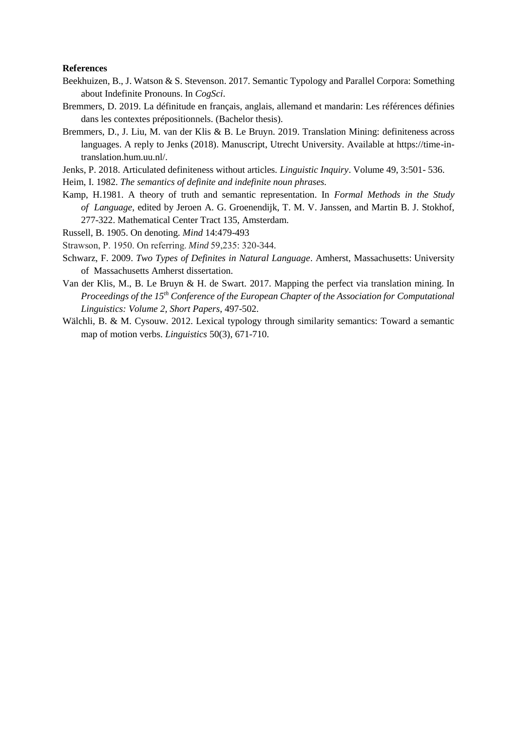**References**

Beekhuizen, B., J. Watson & S. Stevenson. 2017. Semantic Typology and Parallel Corpora: Something about Indefinite Pronouns. In *CogSci*.

Bremmers, D. 2019. La définitude en français, anglais, allemand et mandarin: Les références définies dans les contextes prépositionnels. (Bachelor thesis).

Bremmers, D., J. Liu, M. van der Klis & B. Le Bruyn. 2019. Translation Mining: definiteness across languages. A reply to Jenks (2018). Manuscript, Utrecht University. Available at https://time-in-translation.hum.uu.nl/.

Jenks, P. 2018. Articulated definiteness without articles. *Linguistic Inquiry*. Volume 49, 3:501- 536.

Heim, I. 1982. *The semantics of definite and indefinite noun phrases.*

Kamp, H.1981. A theory of truth and semantic representation. In *Formal Methods in the Study of Language*, edited by Jeroen A. G. Groenendijk, T. M. V. Janssen, and Martin B. J. Stokhof, 277-322. Mathematical Center Tract 135, Amsterdam.

Russell, B. 1905. On denoting. *Mind* 14:479-493

Strawson, P. 1950. On referring. *Mind* 59,235: 320-344.

Schwarz, F. 2009. *Two Types of Definites in Natural Language*. Amherst, Massachusetts: University of Massachusetts Amherst dissertation.

Van der Klis, M., B. Le Bruyn & H. de Swart. 2017. Mapping the perfect via translation mining. In *Proceedings of the 15th Conference of the European Chapter of the Association for Computational Linguistics: Volume 2, Short Papers*, 497-502.

Wälchli, B. & M. Cysouw. 2012. Lexical typology through similarity semantics: Toward a semantic map of motion verbs. *Linguistics* 50(3), 671-710.